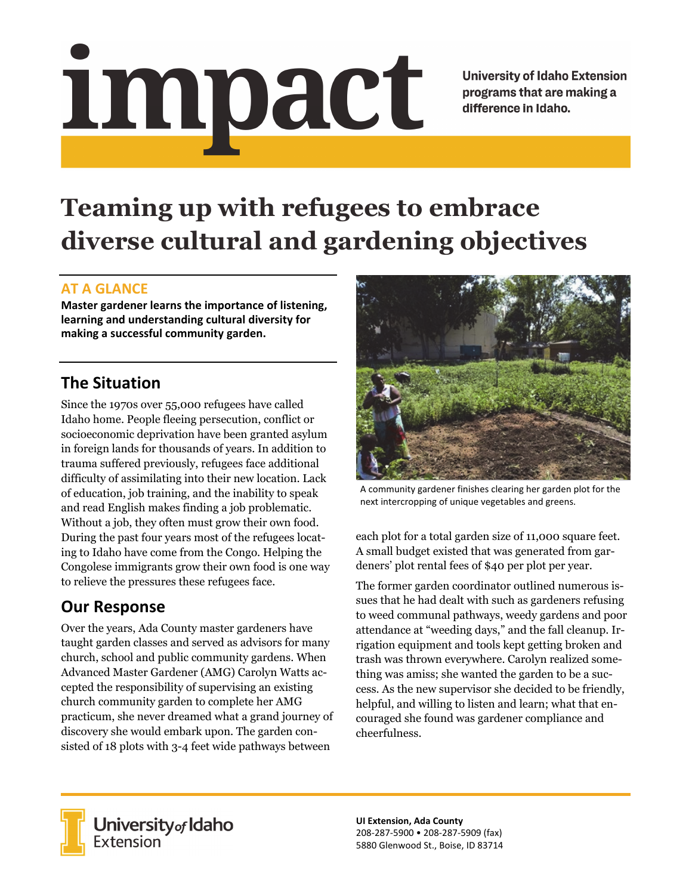# impact

**University of Idaho Extension programs that are making a difference in Idaho.**

# Teaming up with refugees to embrace diverse cultural and gardening objectives

## AT A GLANCE

**Master gardener learns the importance of listening, learning and understanding cultural diversity for making a successful community garden.**

## The Situation

Since the 1970s over 55,000 refugees have called Idaho home. People fleeing persecution, conflict or socioeconomic deprivation have been granted asylum in foreign lands for thousands of years. In addition to trauma suffered previously, refugees face additional difficulty of assimilating into their new location. Lack of education, job training, and the inability to speak and read English makes finding a job problematic. Without a job, they often must grow their own food. During the past four years most of the refugees locating to Idaho have come from the Congo. Helping the Congolese immigrants grow their own food is one way to relieve the pressures these refugees face.

## Our Response

Over the years, Ada County master gardeners have taught garden classes and served as advisors for many church, school and public community gardens. When Advanced Master Gardener (AMG) Carolyn Watts accepted the responsibility of supervising an existing church community garden to complete her AMG practicum, she never dreamed what a grand journey of discovery she would embark upon. The garden consisted of 18 plots with 3-4 feet wide pathways between each plot for a total garden size of 11,000 square feet. A small budget existed that was generated from gardeners' plot rental fees of $40 per plot per year.

A community gardener finishes clearing her garden plot for the next intercropping of unique vegetables and greens.

The former garden coordinator outlined numerous issues that he had dealt with such as gardeners refusing to weed communal pathways, weedy gardens and poor attendance at "weeding days," and the fall cleanup. Irrigation equipment and tools kept getting broken and trash was thrown everywhere. Carolyn realized something was amiss; she wanted the garden to be a success. As the new supervisor she decided to be friendly, helpful, and willing to listen and learn; what that encouraged she found was gardener compliance and cheerfulness.

University of Idaho Extension

**UI Extension, Ada County**
208-287-5900 • 208-287-5909 (fax)
5880 Glenwood St., Boise, ID 83714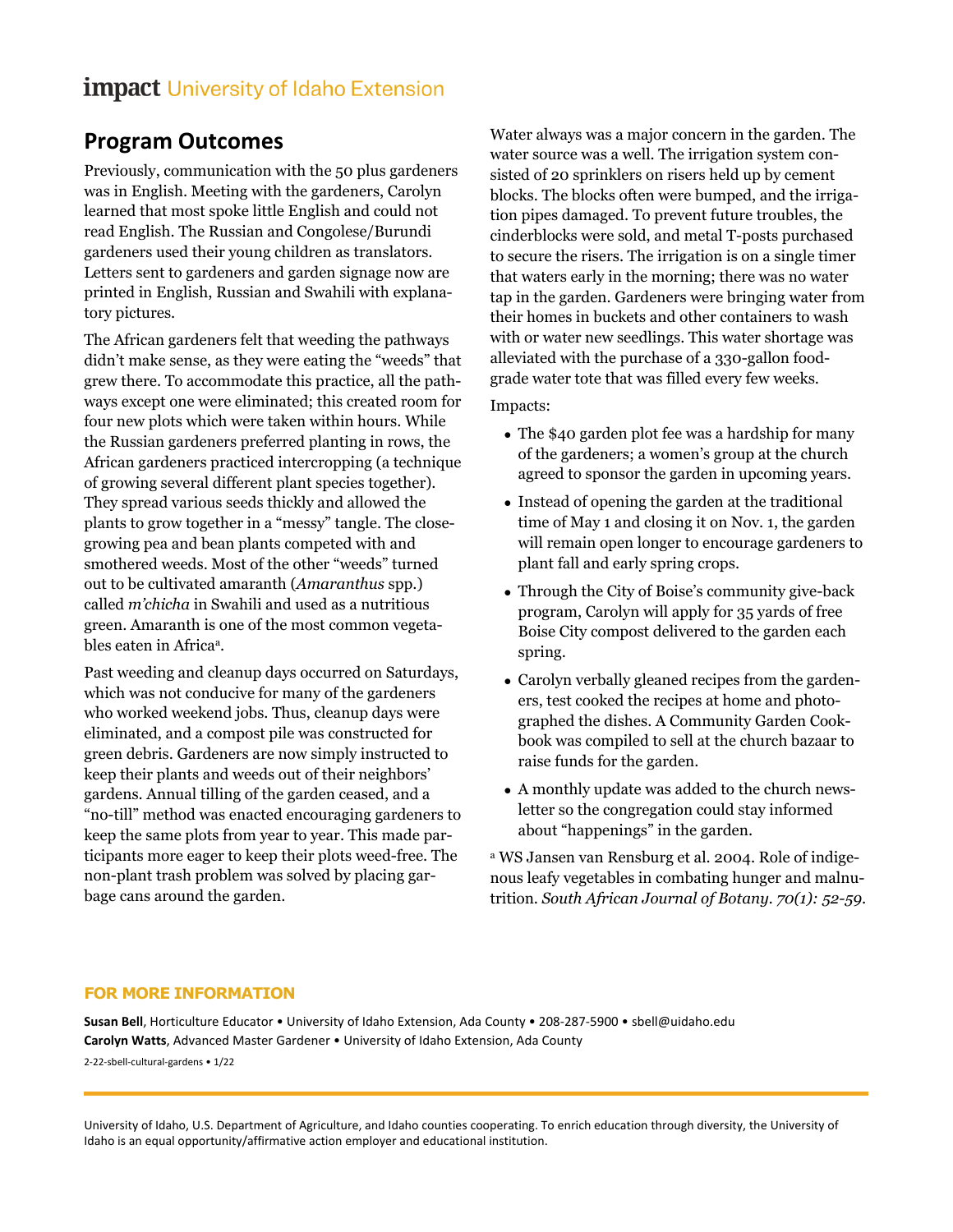## Program Outcomes

Previously, communication with the 50 plus gardeners was in English. Meeting with the gardeners, Carolyn learned that most spoke little English and could not read English. The Russian and Congolese/Burundi gardeners used their young children as translators. Letters sent to gardeners and garden signage now are printed in English, Russian and Swahili with explanatory pictures.

The African gardeners felt that weeding the pathways didn't make sense, as they were eating the "weeds" that grew there. To accommodate this practice, all the pathways except one were eliminated; this created room for four new plots which were taken within hours. While the Russian gardeners preferred planting in rows, the African gardeners practiced intercropping (a technique of growing several different plant species together). They spread various seeds thickly and allowed the plants to grow together in a "messy" tangle. The close-growing pea and bean plants competed with and smothered weeds. Most of the other "weeds" turned out to be cultivated amaranth (*Amaranthus* spp.) called *m'chicha* in Swahili and used as a nutritious green. Amaranth is one of the most common vegetables eaten in Africa[a].

Past weeding and cleanup days occurred on Saturdays, which was not conducive for many of the gardeners who worked weekend jobs. Thus, cleanup days were eliminated, and a compost pile was constructed for green debris. Gardeners are now simply instructed to keep their plants and weeds out of their neighbors' gardens. Annual tilling of the garden ceased, and a "no-till" method was enacted encouraging gardeners to keep the same plots from year to year. This made participants more eager to keep their plots weed-free. The non-plant trash problem was solved by placing garbage cans around the garden.

Water always was a major concern in the garden. The water source was a well. The irrigation system consisted of 20 sprinklers on risers held up by cement blocks. The blocks often were bumped, and the irrigation pipes damaged. To prevent future troubles, the cinderblocks were sold, and metal T-posts purchased to secure the risers. The irrigation is on a single timer that waters early in the morning; there was no water tap in the garden. Gardeners were bringing water from their homes in buckets and other containers to wash with or water new seedlings. This water shortage was alleviated with the purchase of a 330-gallon food-grade water tote that was filled every few weeks.

Impacts:

- The $40 garden plot fee was a hardship for many of the gardeners; a women's group at the church agreed to sponsor the garden in upcoming years.
- Instead of opening the garden at the traditional time of May 1 and closing it on Nov. 1, the garden will remain open longer to encourage gardeners to plant fall and early spring crops.
- Through the City of Boise's community give-back program, Carolyn will apply for 35 yards of free Boise City compost delivered to the garden each spring.
- Carolyn verbally gleaned recipes from the gardeners, test cooked the recipes at home and photographed the dishes. A Community Garden Cookbook was compiled to sell at the church bazaar to raise funds for the garden.
- A monthly update was added to the church newsletter so the congregation could stay informed about "happenings" in the garden.

[a] WS Jansen van Rensburg et al. 2004. Role of indigenous leafy vegetables in combating hunger and malnutrition. *South African Journal of Botany. 70(1): 52-59.*

### FOR MORE INFORMATION

**Susan Bell**, Horticulture Educator • University of Idaho Extension, Ada County • 208-287-5900 • sbell@uidaho.edu
**Carolyn Watts**, Advanced Master Gardener • University of Idaho Extension, Ada County

2-22-sbell-cultural-gardens • 1/22

University of Idaho, U.S. Department of Agriculture, and Idaho counties cooperating. To enrich education through diversity, the University of Idaho is an equal opportunity/affirmative action employer and educational institution.